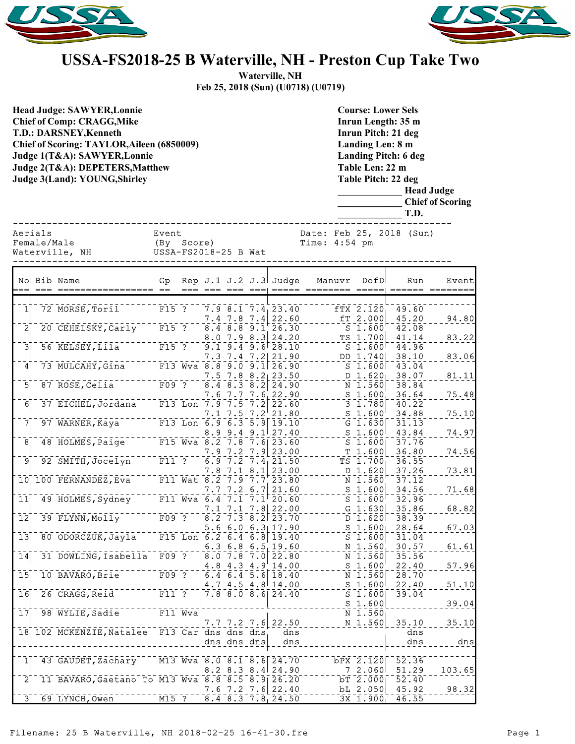# USSA-FS2018-25 B Waterville, NH - Preston Cup Take Two

**Waterville, NH**
**Feb 25, 2018 (Sun) (U0718) (U0719)**

**Head Judge: SAWYER,Lonnie**
**Chief of Comp: CRAGG,Mike**
**T.D.: DARSNEY,Kenneth**
**Chief of Scoring: TAYLOR,Aileen (6850009)**
**Judge 1(T&A): SAWYER,Lonnie**
**Judge 2(T&A): DEPETERS,Matthew**
**Judge 3(Land): YOUNG,Shirley**

**Course: Lower Sels**
**Inrun Length: 35 m**
**Inrun Pitch: 21 deg**
**Landing Len: 8 m**
**Landing Pitch: 6 deg**
**Table Len: 22 m**
**Table Pitch: 22 deg**
_____________ **Head Judge**
_____________ **Chief of Scoring**
_____________ **T.D.**

Aerials — Event (By Score) — Date: Feb 25, 2018 (Sun)
Female/Male — USSA-FS2018-25 B Wat — Time: 4:54 pm
Waterville, NH

| No | Bib | Name | Gp | Rep | J.1 | J.2 | J.3 | Judge | Manuvr | DofD | Run | Event |
|---|---|---|---|---|---|---|---|---|---|---|---|---|
| 1 | 72 | MORSE,Toril | F15 | ? | 7.9 | 8.1 | 7.4 | 23.40 | fTX | 2.120 | 49.60 | |
| | | | | | 7.4 | 7.8 | 7.4 | 22.60 | fT | 2.000 | 45.20 | 94.80 |
| 2 | 20 | CEHELSKY,Carly | F15 | ? | 8.4 | 8.8 | 9.1 | 26.30 | S | 1.600 | 42.08 | |
| | | | | | 8.0 | 7.9 | 8.3 | 24.20 | TS | 1.700 | 41.14 | 83.22 |
| 3 | 56 | KELSEY,Lila | F15 | ? | 9.1 | 9.4 | 9.6 | 28.10 | S | 1.600 | 44.96 | |
| | | | | | 7.3 | 7.4 | 7.2 | 21.90 | DD | 1.740 | 38.10 | 83.06 |
| 4 | 73 | MULCAHY,Gina | F13 | Wva | 8.8 | 9.0 | 9.1 | 26.90 | S | 1.600 | 43.04 | |
| | | | | | 7.5 | 7.8 | 8.2 | 23.50 | D | 1.620 | 38.07 | 81.11 |
| 5 | 87 | ROSE,Celia | F09 | ? | 8.4 | 8.3 | 8.2 | 24.90 | N | 1.560 | 38.84 | |
| | | | | | 7.6 | 7.7 | 7.6 | 22.90 | S | 1.600 | 36.64 | 75.48 |
| 6 | 37 | EICHEL,Jordana | F13 | Lon | 7.9 | 7.5 | 7.2 | 22.60 | 3 | 1.780 | 40.22 | |
| | | | | | 7.1 | 7.5 | 7.2 | 21.80 | S | 1.600 | 34.88 | 75.10 |
| 7 | 97 | WARNER,Kaya | F13 | Lon | 6.9 | 6.3 | 5.9 | 19.10 | G | 1.630 | 31.13 | |
| | | | | | 8.9 | 9.4 | 9.1 | 27.40 | S | 1.600 | 43.84 | 74.97 |
| 8 | 48 | HOLMES,Paige | F15 | Wva | 8.2 | 7.8 | 7.6 | 23.60 | S | 1.600 | 37.76 | |
| | | | | | 7.9 | 7.2 | 7.9 | 23.00 | T | 1.600 | 36.80 | 74.56 |
| 9 | 92 | SMITH,Jocelyn | F11 | ? | 6.9 | 7.2 | 7.4 | 21.50 | TS | 1.700 | 36.55 | |
| | | | | | 7.8 | 7.1 | 8.1 | 23.00 | D | 1.620 | 37.26 | 73.81 |
| 10 | 100 | FERNANDEZ,Eva | F11 | Wat | 8.2 | 7.9 | 7.7 | 23.80 | N | 1.560 | 37.12 | |
| | | | | | 7.7 | 7.2 | 6.7 | 21.60 | S | 1.600 | 34.56 | 71.68 |
| 11 | 49 | HOLMES,Sydney | F11 | Wva | 6.4 | 7.1 | 7.1 | 20.60 | S | 1.600 | 32.96 | |
| | | | | | 7.1 | 7.1 | 7.8 | 22.00 | G | 1.630 | 35.86 | 68.82 |
| 12 | 39 | FLYNN,Molly | F09 | ? | 8.2 | 7.3 | 8.2 | 23.70 | D | 1.620 | 38.39 | |
| | | | | | 5.6 | 6.0 | 6.3 | 17.90 | S | 1.600 | 28.64 | 67.03 |
| 13 | 80 | ODORCZUK,Jayla | F15 | Lon | 6.2 | 6.4 | 6.8 | 19.40 | S | 1.600 | 31.04 | |
| | | | | | 6.3 | 6.8 | 6.5 | 19.60 | N | 1.560 | 30.57 | 61.61 |
| 14 | 31 | DOWLING,Isabella | F09 | ? | 8.0 | 7.8 | 7.0 | 22.80 | N | 1.560 | 35.56 | |
| | | | | | 4.8 | 4.3 | 4.9 | 14.00 | S | 1.600 | 22.40 | 57.96 |
| 15 | 10 | BAVARO,Brie | F09 | ? | 6.4 | 6.4 | 5.6 | 18.40 | N | 1.560 | 28.70 | |
| | | | | | 4.7 | 4.5 | 4.8 | 14.00 | S | 1.600 | 22.40 | 51.10 |
| 16 | 26 | CRAGG,Reid | F11 | ? | 7.8 | 8.0 | 8.6 | 24.40 | S | 1.600 | 39.04 | |
| | | | | | | | | | S | 1.600 | | 39.04 |
| 17 | 98 | WYLIE,Sadie | F11 | Wva | | | | | N | 1.560 | | |
| | | | | | 7.7 | 7.2 | 7.6 | 22.50 | N | 1.560 | 35.10 | 35.10 |
| 18 | 102 | MCKENZIE,Natalee | F13 | Car | dns | dns | dns | dns | | | dns | |
| | | | | | dns | dns | dns | dns | | | dns | dns |
| 1 | 43 | GAUDET,Zachary | M13 | Wva | 8.0 | 8.1 | 8.6 | 24.70 | bPX | 2.120 | 52.36 | |
| | | | | | 8.2 | 8.3 | 8.4 | 24.90 | 7 | 2.060 | 51.29 | 103.65 |
| 2 | 11 | BAVARO,Gaetano To | M13 | Wva | 8.8 | 8.5 | 8.9 | 26.20 | bT | 2.000 | 52.40 | |
| | | | | | 7.6 | 7.2 | 7.6 | 22.40 | bL | 2.050 | 45.92 | 98.32 |
| 3 | 69 | LYNCH,Owen | M15 | ? | 8.4 | 8.3 | 7.8 | 24.50 | 3X | 1.900 | 46.55 | |

Filename: 25 B Waterville, NH 2018-02-25 16-41-30.fre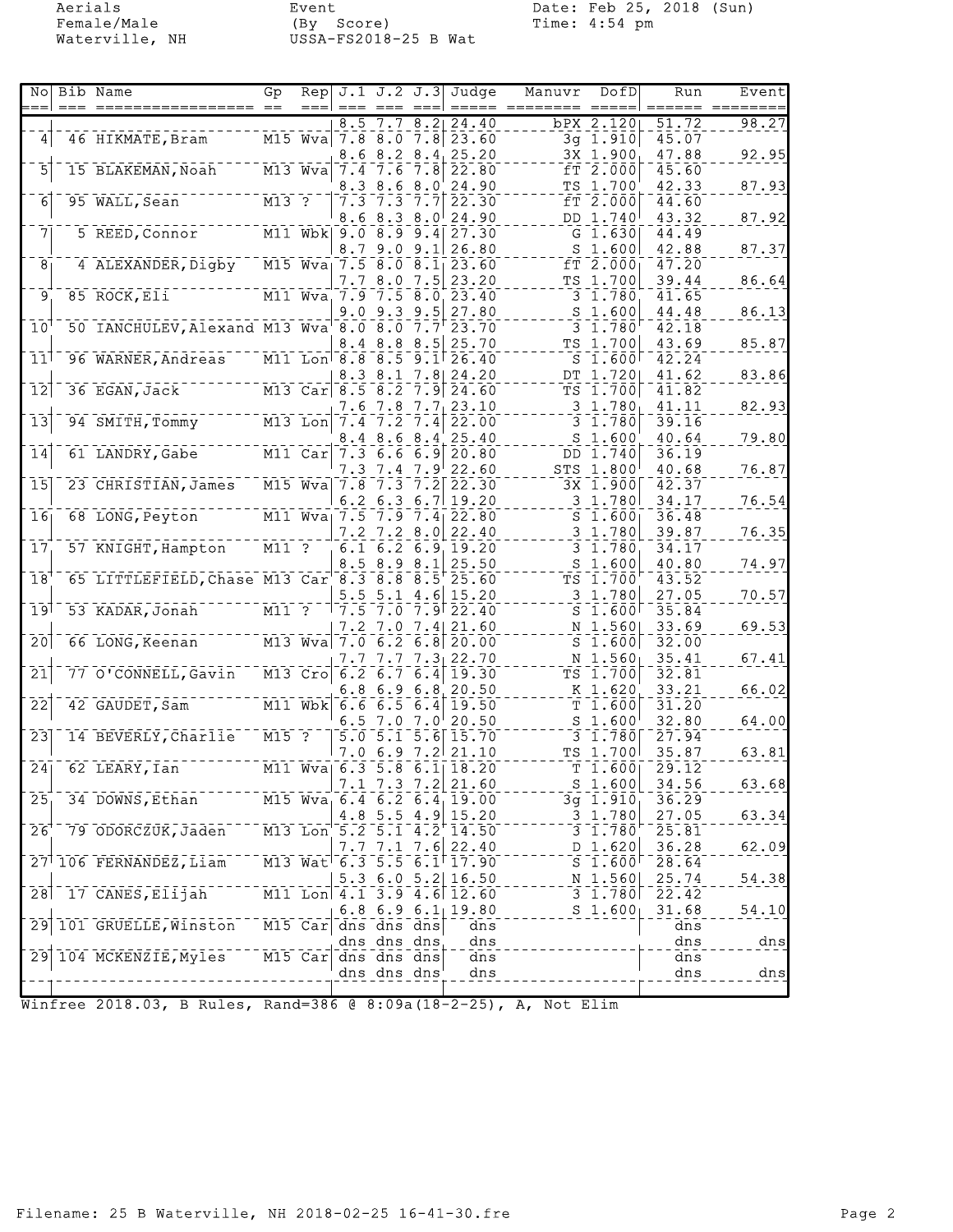Aerials
Female/Male
Waterville, NH

Event
(By Score)
USSA-FS2018-25 B Wat

Date: Feb 25, 2018 (Sun)
Time: 4:54 pm

| No | Bib | Name | Gp | Rep | J.1 | J.2 | J.3 | Judge | Manuvr | DofD | Run | Event |
|---|---|---|---|---|---|---|---|---|---|---|---|---|
| | | | | | 8.5 | 7.7 | 8.2 | 24.40 | bPX | 2.120 | 51.72 | 98.27 |
| 4 | 46 | HIKMATE, Bram | M15 | Wva | 7.8 | 8.0 | 7.8 | 23.60 | 3g | 1.910 | 45.07 | |
| | | | | | 8.6 | 8.2 | 8.4 | 25.20 | 3X | 1.900 | 47.88 | 92.95 |
| 5 | 15 | BLAKEMAN, Noah | M13 | Wva | 7.4 | 7.6 | 7.8 | 22.80 | fT | 2.000 | 45.60 | |
| | | | | | 8.3 | 8.6 | 8.0 | 24.90 | TS | 1.700 | 42.33 | 87.93 |
| 6 | 95 | WALL, Sean | M13 | ? | 7.3 | 7.3 | 7.7 | 22.30 | fT | 2.000 | 44.60 | |
| | | | | | 8.6 | 8.3 | 8.0 | 24.90 | DD | 1.740 | 43.32 | 87.92 |
| 7 | 5 | REED, Connor | M11 | Wbk | 9.0 | 8.9 | 9.4 | 27.30 | G | 1.630 | 44.49 | |
| | | | | | 8.7 | 9.0 | 9.1 | 26.80 | S | 1.600 | 42.88 | 87.37 |
| 8 | 4 | ALEXANDER, Digby | M15 | Wva | 7.5 | 8.0 | 8.1 | 23.60 | fT | 2.000 | 47.20 | |
| | | | | | 7.7 | 8.0 | 7.5 | 23.20 | TS | 1.700 | 39.44 | 86.64 |
| 9 | 85 | ROCK, Eli | M11 | Wva | 7.9 | 7.5 | 8.0 | 23.40 | 3 | 1.780 | 41.65 | |
| | | | | | 9.0 | 9.3 | 9.5 | 27.80 | S | 1.600 | 44.48 | 86.13 |
| 10 | 50 | IANCHULEV, Alexand | M13 | Wva | 8.0 | 8.0 | 7.7 | 23.70 | 3 | 1.780 | 42.18 | |
| | | | | | 8.4 | 8.8 | 8.5 | 25.70 | TS | 1.700 | 43.69 | 85.87 |
| 11 | 96 | WARNER, Andreas | M11 | Lon | 8.8 | 8.5 | 9.1 | 26.40 | S | 1.600 | 42.24 | |
| | | | | | 8.3 | 8.1 | 7.8 | 24.20 | DT | 1.720 | 41.62 | 83.86 |
| 12 | 36 | EGAN, Jack | M13 | Car | 8.5 | 8.2 | 7.9 | 24.60 | TS | 1.700 | 41.82 | |
| | | | | | 7.6 | 7.8 | 7.7 | 23.10 | 3 | 1.780 | 41.11 | 82.93 |
| 13 | 94 | SMITH, Tommy | M13 | Lon | 7.4 | 7.2 | 7.4 | 22.00 | 3 | 1.780 | 39.16 | |
| | | | | | 8.4 | 8.6 | 8.4 | 25.40 | S | 1.600 | 40.64 | 79.80 |
| 14 | 61 | LANDRY, Gabe | M11 | Car | 7.3 | 6.6 | 6.9 | 20.80 | DD | 1.740 | 36.19 | |
| | | | | | 7.3 | 7.4 | 7.9 | 22.60 | STS | 1.800 | 40.68 | 76.87 |
| 15 | 23 | CHRISTIAN, James | M15 | Wva | 7.8 | 7.3 | 7.2 | 22.30 | 3X | 1.900 | 42.37 | |
| | | | | | 6.2 | 6.3 | 6.7 | 19.20 | 3 | 1.780 | 34.17 | 76.54 |
| 16 | 68 | LONG, Peyton | M11 | Wva | 7.5 | 7.9 | 7.4 | 22.80 | S | 1.600 | 36.48 | |
| | | | | | 7.2 | 7.2 | 8.0 | 22.40 | 3 | 1.780 | 39.87 | 76.35 |
| 17 | 57 | KNIGHT, Hampton | M11 | ? | 6.1 | 6.2 | 6.9 | 19.20 | 3 | 1.780 | 34.17 | |
| | | | | | 8.5 | 8.9 | 8.1 | 25.50 | S | 1.600 | 40.80 | 74.97 |
| 18 | 65 | LITTLEFIELD, Chase | M13 | Car | 8.3 | 8.8 | 8.5 | 25.60 | TS | 1.700 | 43.52 | |
| | | | | | 5.5 | 5.1 | 4.6 | 15.20 | 3 | 1.780 | 27.05 | 70.57 |
| 19 | 53 | KADAR, Jonah | M11 | ? | 7.5 | 7.0 | 7.9 | 22.40 | S | 1.600 | 35.84 | |
| | | | | | 7.2 | 7.0 | 7.4 | 21.60 | N | 1.560 | 33.69 | 69.53 |
| 20 | 66 | LONG, Keenan | M13 | Wva | 7.0 | 6.2 | 6.8 | 20.00 | S | 1.600 | 32.00 | |
| | | | | | 7.7 | 7.7 | 7.3 | 22.70 | N | 1.560 | 35.41 | 67.41 |
| 21 | 77 | O'CONNELL, Gavin | M13 | Cro | 6.2 | 6.7 | 6.4 | 19.30 | TS | 1.700 | 32.81 | |
| | | | | | 6.8 | 6.9 | 6.8 | 20.50 | K | 1.620 | 33.21 | 66.02 |
| 22 | 42 | GAUDET, Sam | M11 | Wbk | 6.6 | 6.5 | 6.4 | 19.50 | T | 1.600 | 31.20 | |
| | | | | | 6.5 | 7.0 | 7.0 | 20.50 | S | 1.600 | 32.80 | 64.00 |
| 23 | 14 | BEVERLY, Charlie | M15 | ? | 5.0 | 5.1 | 5.6 | 15.70 | 3 | 1.780 | 27.94 | |
| | | | | | 7.0 | 6.9 | 7.2 | 21.10 | TS | 1.700 | 35.87 | 63.81 |
| 24 | 62 | LEARY, Ian | M11 | Wva | 6.3 | 5.8 | 6.1 | 18.20 | T | 1.600 | 29.12 | |
| | | | | | 7.1 | 7.3 | 7.2 | 21.60 | S | 1.600 | 34.56 | 63.68 |
| 25 | 34 | DOWNS, Ethan | M15 | Wva | 6.4 | 6.2 | 6.4 | 19.00 | 3g | 1.910 | 36.29 | |
| | | | | | 4.8 | 5.5 | 4.9 | 15.20 | 3 | 1.780 | 27.05 | 63.34 |
| 26 | 79 | ODORCZUK, Jaden | M13 | Lon | 5.2 | 5.1 | 4.2 | 14.50 | 3 | 1.780 | 25.81 | |
| | | | | | 7.7 | 7.1 | 7.6 | 22.40 | D | 1.620 | 36.28 | 62.09 |
| 27 | 106 | FERNANDEZ, Liam | M13 | Wat | 6.3 | 5.5 | 6.1 | 17.90 | S | 1.600 | 28.64 | |
| | | | | | 5.3 | 6.0 | 5.2 | 16.50 | N | 1.560 | 25.74 | 54.38 |
| 28 | 17 | CANES, Elijah | M11 | Lon | 4.1 | 3.9 | 4.6 | 12.60 | 3 | 1.780 | 22.42 | |
| | | | | | 6.8 | 6.9 | 6.1 | 19.80 | S | 1.600 | 31.68 | 54.10 |
| 29 | 101 | GRUELLE, Winston | M15 | Car | dns | dns | dns | dns | | | dns | |
| | | | | | dns | dns | dns | dns | | | dns | dns |
| 29 | 104 | MCKENZIE, Myles | M15 | Car | dns | dns | dns | dns | | | dns | |
| | | | | | dns | dns | dns | dns | | | dns | dns |

Winfree 2018.03, B Rules, Rand=386 @ 8:09a(18-2-25), A, Not Elim

Filename: 25 B Waterville, NH 2018-02-25 16-41-30.fre